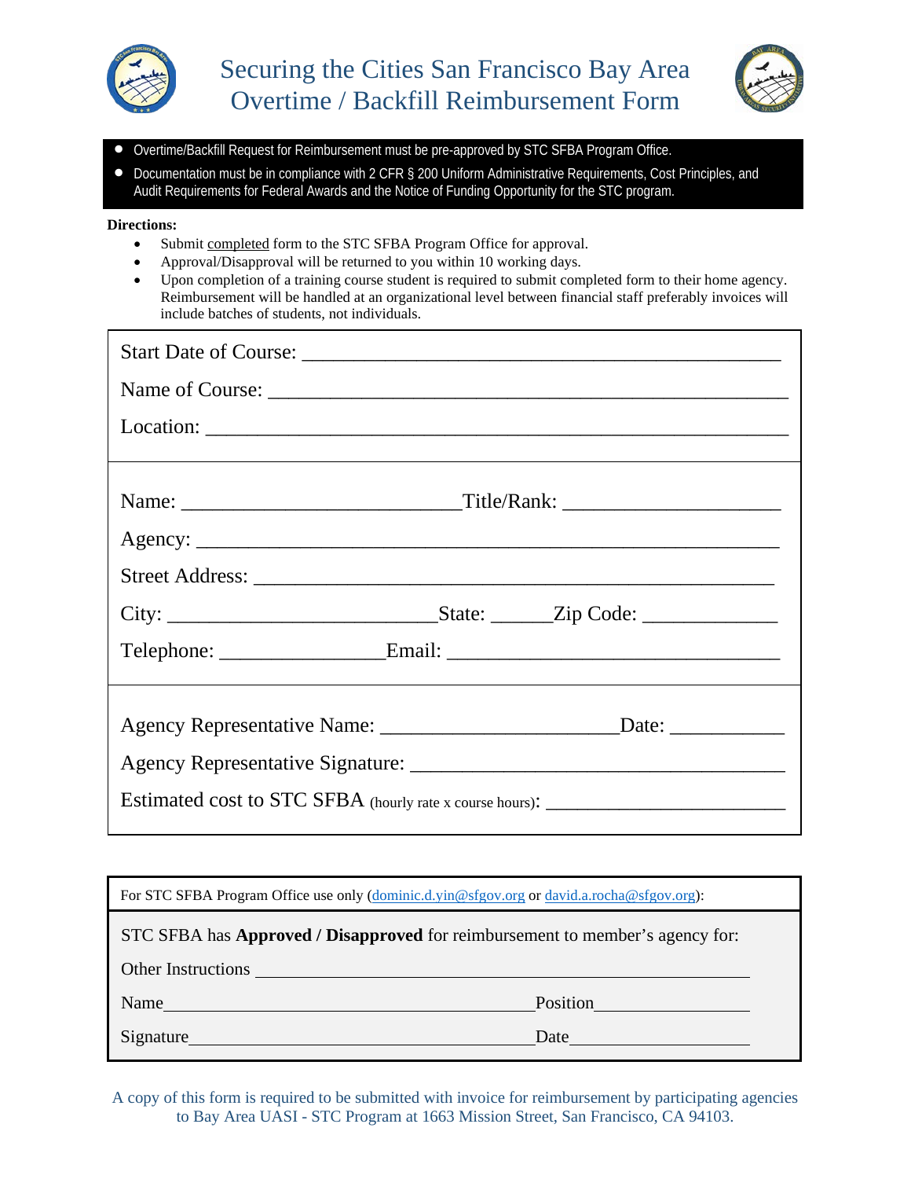# Securing the Cities San Francisco Bay Area Overtime / Backfill Reimbursement Form

- Overtime/Backfill Request for Reimbursement must be pre-approved by STC SFBA Program Office.
- Documentation must be in compliance with 2 CFR § 200 Uniform Administrative Requirements, Cost Principles, and Audit Requirements for Federal Awards and the Notice of Funding Opportunity for the STC program.

**Directions:**

- Submit completed form to the STC SFBA Program Office for approval.
- Approval/Disapproval will be returned to you within 10 working days.
- Upon completion of a training course student is required to submit completed form to their home agency. Reimbursement will be handled at an organizational level between financial staff preferably invoices will include batches of students, not individuals.

Start Date of Course: ______________________________________________

Name of Course: ______________________________________________

Location: ______________________________________________

Name: ___________________________ Title/Rank: _____________________

Agency: ______________________________________________

Street Address: ______________________________________________

City: __________________________ State: ______ Zip Code: _____________

Telephone: _______________ Email: ________________________________

Agency Representative Name: ______________________ Date: ___________

Agency Representative Signature: ____________________________________

Estimated cost to STC SFBA (hourly rate x course hours): ________________________

For STC SFBA Program Office use only (dominic.d.yin@sfgov.org or david.a.rocha@sfgov.org):

STC SFBA has **Approved / Disapproved** for reimbursement to member's agency for:

Other Instructions ______________________________________________

Name ____________________________________ Position ________________

Signature __________________________________ Date __________________

A copy of this form is required to be submitted with invoice for reimbursement by participating agencies to Bay Area UASI - STC Program at 1663 Mission Street, San Francisco, CA 94103.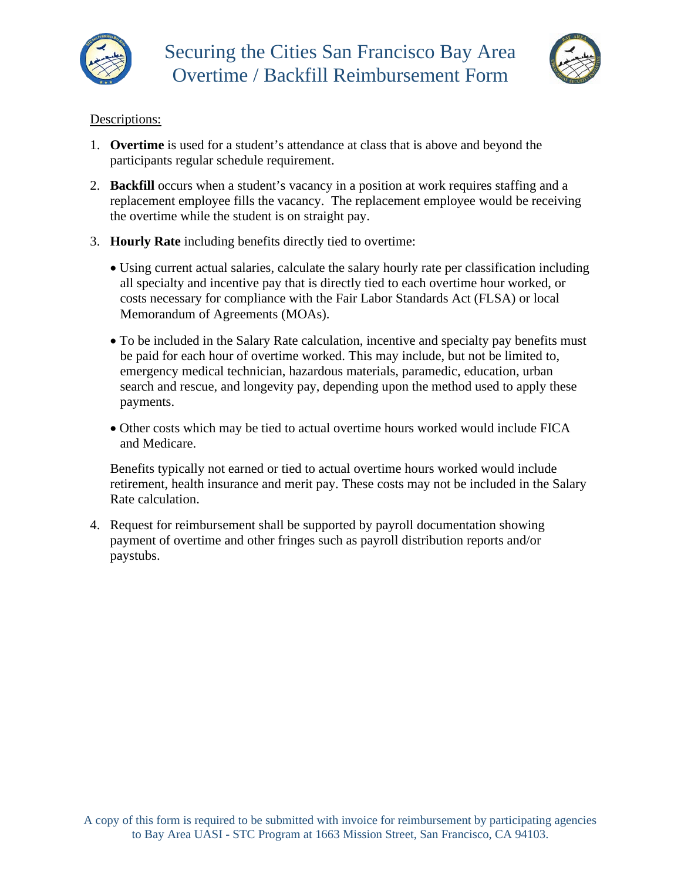# Securing the Cities San Francisco Bay Area Overtime / Backfill Reimbursement Form

Descriptions:

1. **Overtime** is used for a student's attendance at class that is above and beyond the participants regular schedule requirement.

2. **Backfill** occurs when a student's vacancy in a position at work requires staffing and a replacement employee fills the vacancy. The replacement employee would be receiving the overtime while the student is on straight pay.

3. **Hourly Rate** including benefits directly tied to overtime:

   - Using current actual salaries, calculate the salary hourly rate per classification including all specialty and incentive pay that is directly tied to each overtime hour worked, or costs necessary for compliance with the Fair Labor Standards Act (FLSA) or local Memorandum of Agreements (MOAs).

   - To be included in the Salary Rate calculation, incentive and specialty pay benefits must be paid for each hour of overtime worked. This may include, but not be limited to, emergency medical technician, hazardous materials, paramedic, education, urban search and rescue, and longevity pay, depending upon the method used to apply these payments.

   - Other costs which may be tied to actual overtime hours worked would include FICA and Medicare.

   Benefits typically not earned or tied to actual overtime hours worked would include retirement, health insurance and merit pay. These costs may not be included in the Salary Rate calculation.

4. Request for reimbursement shall be supported by payroll documentation showing payment of overtime and other fringes such as payroll distribution reports and/or paystubs.

A copy of this form is required to be submitted with invoice for reimbursement by participating agencies to Bay Area UASI - STC Program at 1663 Mission Street, San Francisco, CA 94103.